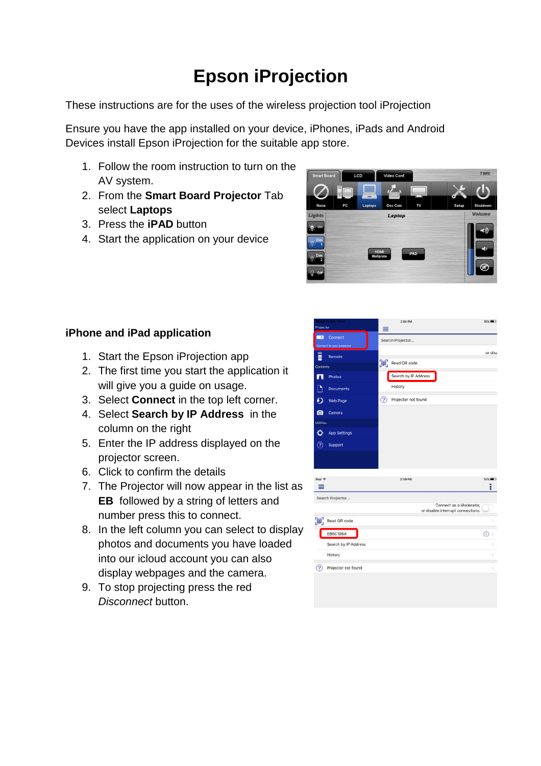# Epson iProjection

These instructions are for the uses of the wireless projection tool iProjection

Ensure you have the app installed on your device, iPhones, iPads and Android Devices install Epson iProjection for the suitable app store.

1. Follow the room instruction to turn on the AV system.
2. From the **Smart Board Projector** Tab select **Laptops**
3. Press the **iPAD** button
4. Start the application on your device

## iPhone and iPad application

1. Start the Epson iProjection app
2. The first time you start the application it will give you a guide on usage.
3. Select **Connect** in the top left corner.
4. Select **Search by IP Address** in the column on the right
5. Enter the IP address displayed on the projector screen.
6. Click to confirm the details
7. The Projector will now appear in the list as **EB** followed by a string of letters and number press this to connect.
8. In the left column you can select to display photos and documents you have loaded into our icloud account you can also display webpages and the camera.
9. To stop projecting press the red *Disconnect* button.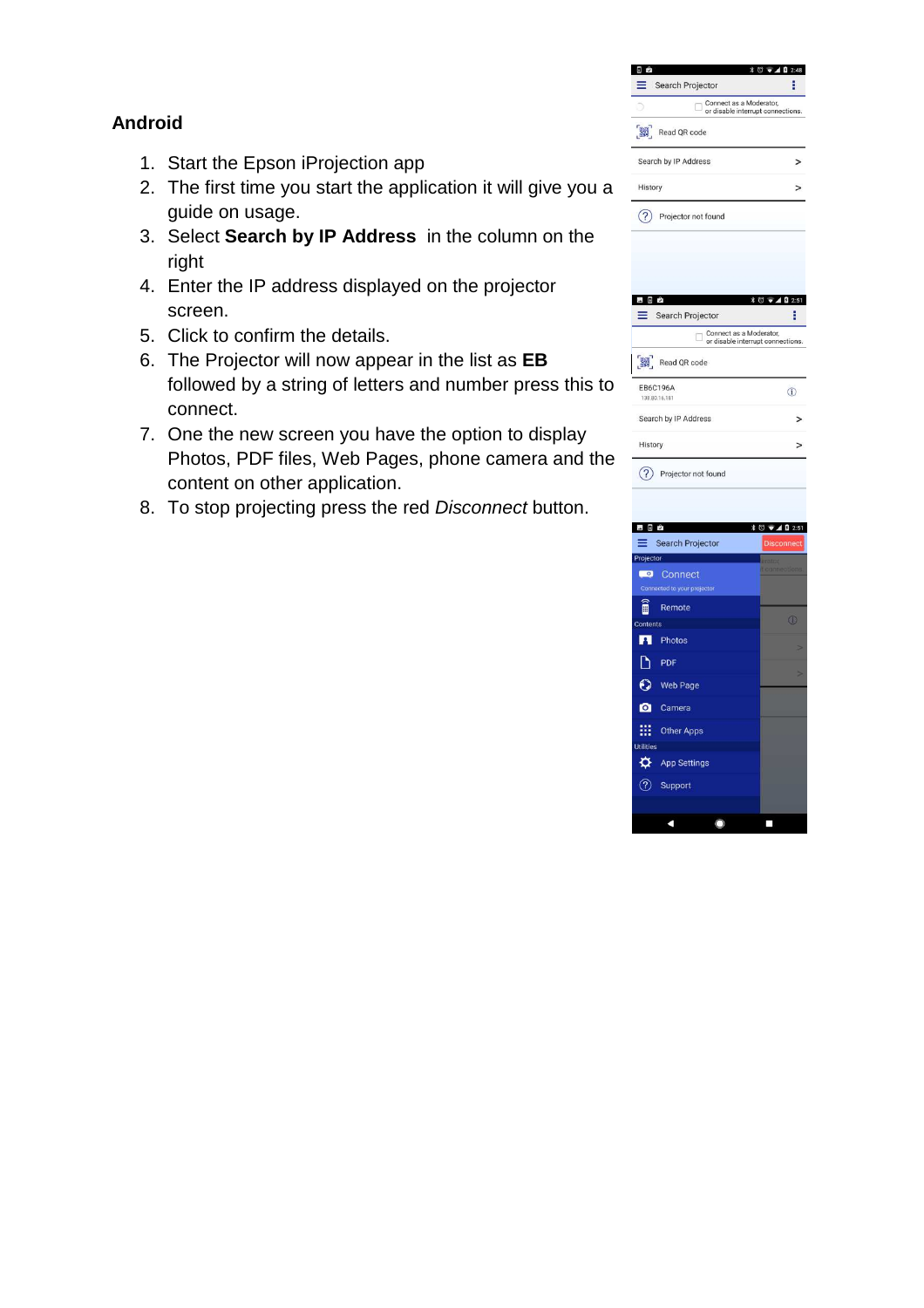## Android

1. Start the Epson iProjection app
2. The first time you start the application it will give you a guide on usage.
3. Select **Search by IP Address** in the column on the right
4. Enter the IP address displayed on the projector screen.
5. Click to confirm the details.
6. The Projector will now appear in the list as **EB** followed by a string of letters and number press this to connect.
7. One the new screen you have the option to display Photos, PDF files, Web Pages, phone camera and the content on other application.
8. To stop projecting press the red *Disconnect* button.